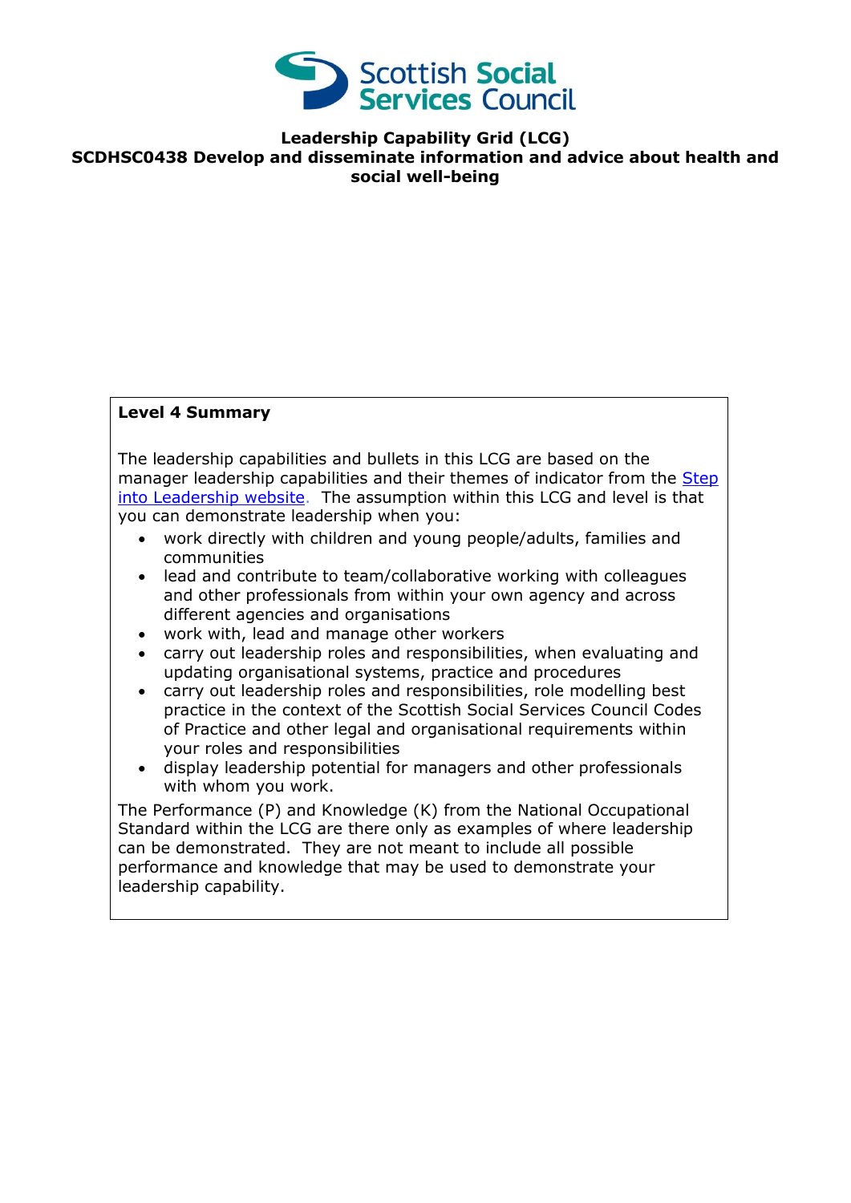Scottish Social Services Council

**Leadership Capability Grid (LCG)**
**SCDHSC0438 Develop and disseminate information and advice about health and social well-being**

**Level 4 Summary**

The leadership capabilities and bullets in this LCG are based on the manager leadership capabilities and their themes of indicator from the [Step into Leadership website](). The assumption within this LCG and level is that you can demonstrate leadership when you:

- work directly with children and young people/adults, families and communities
- lead and contribute to team/collaborative working with colleagues and other professionals from within your own agency and across different agencies and organisations
- work with, lead and manage other workers
- carry out leadership roles and responsibilities, when evaluating and updating organisational systems, practice and procedures
- carry out leadership roles and responsibilities, role modelling best practice in the context of the Scottish Social Services Council Codes of Practice and other legal and organisational requirements within your roles and responsibilities
- display leadership potential for managers and other professionals with whom you work.

The Performance (P) and Knowledge (K) from the National Occupational Standard within the LCG are there only as examples of where leadership can be demonstrated. They are not meant to include all possible performance and knowledge that may be used to demonstrate your leadership capability.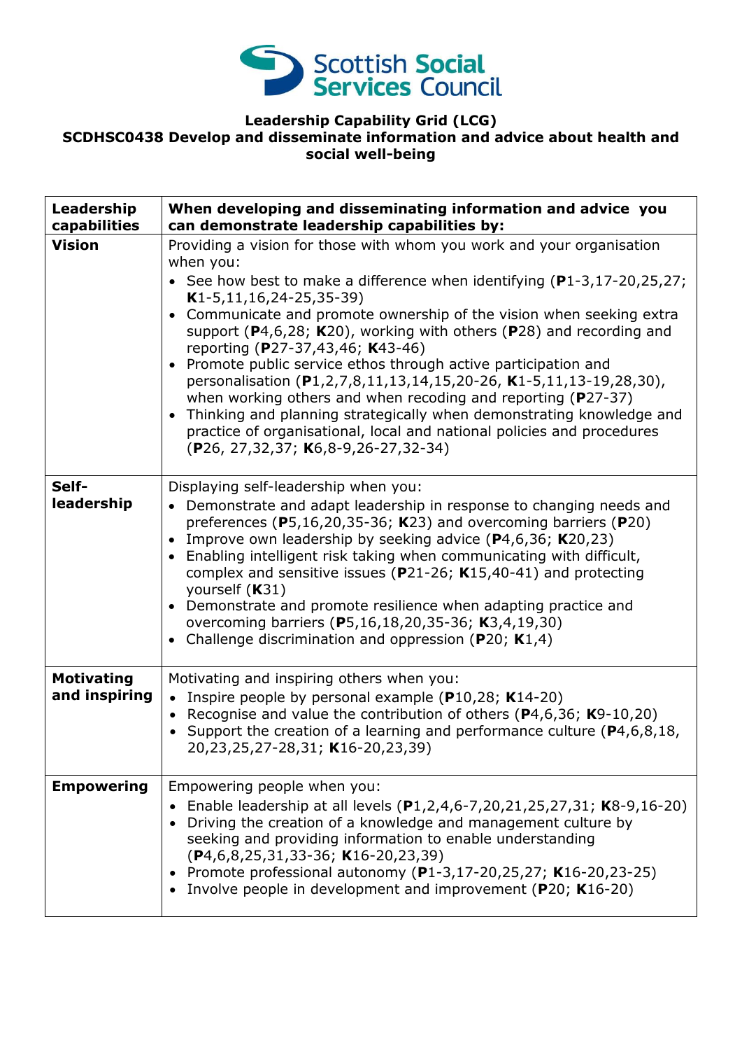**Leadership Capability Grid (LCG)**
**SCDHSC0438 Develop and disseminate information and advice about health and social well-being**

| Leadership capabilities | When developing and disseminating information and advice you can demonstrate leadership capabilities by: |
|---|---|
| **Vision** | Providing a vision for those with whom you work and your organisation when you:<br>• See how best to make a difference when identifying (**P**1-3,17-20,25,27; **K**1-5,11,16,24-25,35-39)<br>• Communicate and promote ownership of the vision when seeking extra support (**P**4,6,28; **K**20), working with others (**P**28) and recording and reporting (**P**27-37,43,46; **K**43-46)<br>• Promote public service ethos through active participation and personalisation (**P**1,2,7,8,11,13,14,15,20-26, **K**1-5,11,13-19,28,30), when working others and when recoding and reporting (**P**27-37)<br>• Thinking and planning strategically when demonstrating knowledge and practice of organisational, local and national policies and procedures (**P**26, 27,32,37; **K**6,8-9,26-27,32-34) |
| **Self-leadership** | Displaying self-leadership when you:<br>• Demonstrate and adapt leadership in response to changing needs and preferences (**P**5,16,20,35-36; **K**23) and overcoming barriers (**P**20)<br>• Improve own leadership by seeking advice (**P**4,6,36; **K**20,23)<br>• Enabling intelligent risk taking when communicating with difficult, complex and sensitive issues (**P**21-26; **K**15,40-41) and protecting yourself (**K**31)<br>• Demonstrate and promote resilience when adapting practice and overcoming barriers (**P**5,16,18,20,35-36; **K**3,4,19,30)<br>• Challenge discrimination and oppression (**P**20; **K**1,4) |
| **Motivating and inspiring** | Motivating and inspiring others when you:<br>• Inspire people by personal example (**P**10,28; **K**14-20)<br>• Recognise and value the contribution of others (**P**4,6,36; **K**9-10,20)<br>• Support the creation of a learning and performance culture (**P**4,6,8,18, 20,23,25,27-28,31; **K**16-20,23,39) |
| **Empowering** | Empowering people when you:<br>• Enable leadership at all levels (**P**1,2,4,6-7,20,21,25,27,31; **K**8-9,16-20)<br>• Driving the creation of a knowledge and management culture by seeking and providing information to enable understanding (**P**4,6,8,25,31,33-36; **K**16-20,23,39)<br>• Promote professional autonomy (**P**1-3,17-20,25,27; **K**16-20,23-25)<br>• Involve people in development and improvement (**P**20; **K**16-20) |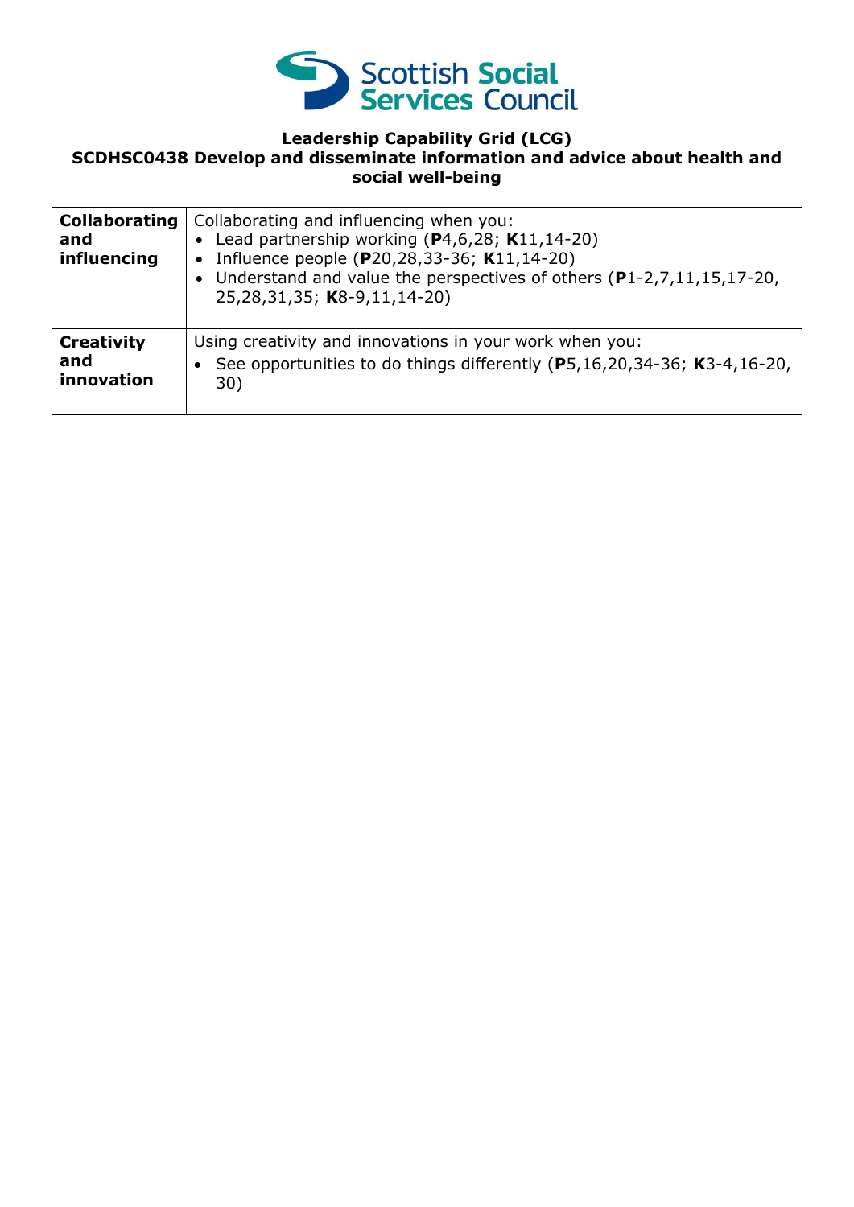**Leadership Capability Grid (LCG)**
**SCDHSC0438 Develop and disseminate information and advice about health and social well-being**

| | |
|---|---|
| **Collaborating and influencing** | Collaborating and influencing when you:<br>• Lead partnership working (**P**4,6,28; **K**11,14-20)<br>• Influence people (**P**20,28,33-36; **K**11,14-20)<br>• Understand and value the perspectives of others (**P**1-2,7,11,15,17-20, 25,28,31,35; **K**8-9,11,14-20) |
| **Creativity and innovation** | Using creativity and innovations in your work when you:<br>• See opportunities to do things differently (**P**5,16,20,34-36; **K**3-4,16-20, 30) |